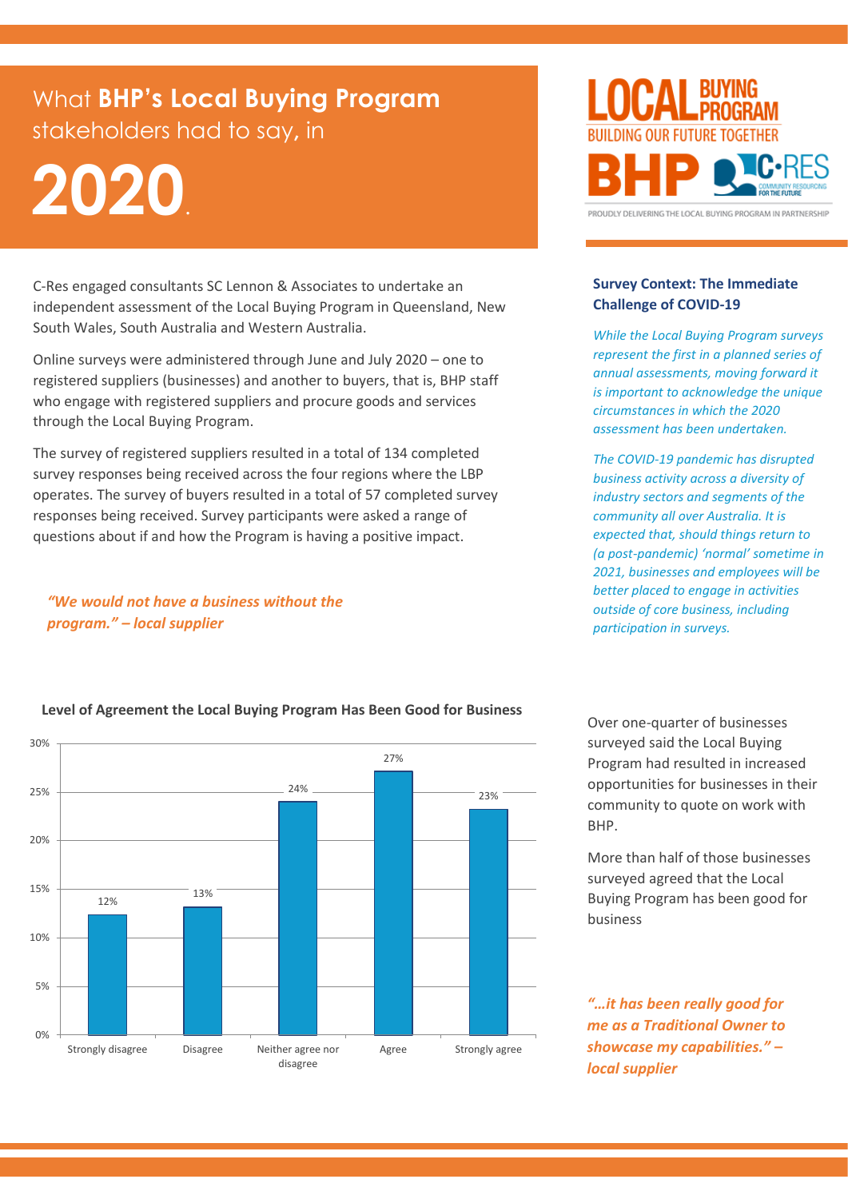# What **BHP's Local Buying Program** stakeholders had to say, in 2020.

LOCAL BUYING PROGRAM
BUILDING OUR FUTURE TOGETHER

BHP C-RES COMMUNITY RESOURCING FOR THE FUTURE

PROUDLY DELIVERING THE LOCAL BUYING PROGRAM IN PARTNERSHIP

C-Res engaged consultants SC Lennon & Associates to undertake an independent assessment of the Local Buying Program in Queensland, New South Wales, South Australia and Western Australia.

Online surveys were administered through June and July 2020 – one to registered suppliers (businesses) and another to buyers, that is, BHP staff who engage with registered suppliers and procure goods and services through the Local Buying Program.

The survey of registered suppliers resulted in a total of 134 completed survey responses being received across the four regions where the LBP operates. The survey of buyers resulted in a total of 57 completed survey responses being received. Survey participants were asked a range of questions about if and how the Program is having a positive impact.

***"We would not have a business without the program." – local supplier***

## Survey Context: The Immediate Challenge of COVID-19

*While the Local Buying Program surveys represent the first in a planned series of annual assessments, moving forward it is important to acknowledge the unique circumstances in which the 2020 assessment has been undertaken.*

*The COVID-19 pandemic has disrupted business activity across a diversity of industry sectors and segments of the community all over Australia. It is expected that, should things return to (a post-pandemic) 'normal' sometime in 2021, businesses and employees will be better placed to engage in activities outside of core business, including participation in surveys.*

**Level of Agreement the Local Buying Program Has Been Good for Business**

| Response | Percentage |
|---|---|
| Strongly disagree | 12% |
| Disagree | 13% |
| Neither agree nor disagree | 24% |
| Agree | 27% |
| Strongly agree | 23% |

Over one-quarter of businesses surveyed said the Local Buying Program had resulted in increased opportunities for businesses in their community to quote on work with BHP.

More than half of those businesses surveyed agreed that the Local Buying Program has been good for business

***"…it has been really good for me as a Traditional Owner to showcase my capabilities." – local supplier***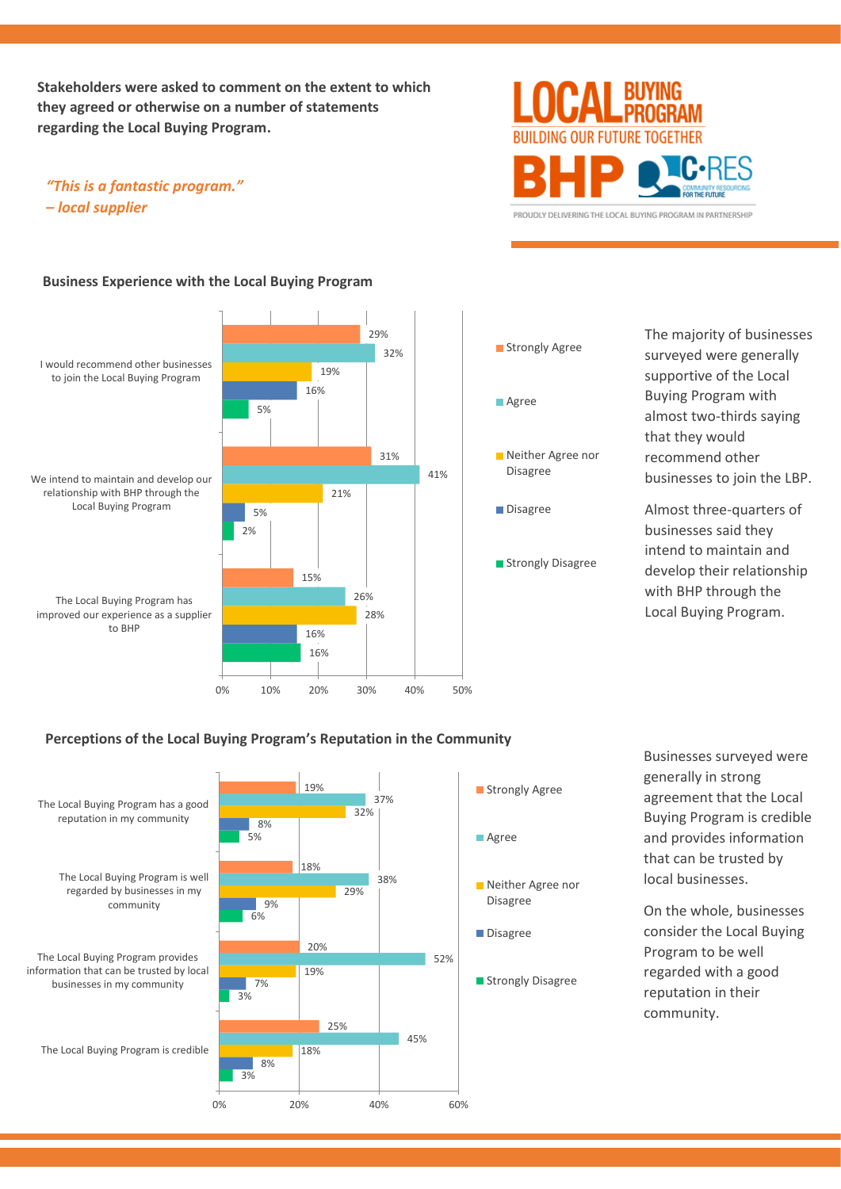**Stakeholders were asked to comment on the extent to which they agreed or otherwise on a number of statements regarding the Local Buying Program.**

*"This is a fantastic program."*
*– local supplier*

LOCAL BUYING PROGRAM
BUILDING OUR FUTURE TOGETHER

BHP C-RES COMMUNITY RESOURCING FOR THE FUTURE

PROUDLY DELIVERING THE LOCAL BUYING PROGRAM IN PARTNERSHIP

### Business Experience with the Local Buying Program

| Statement | Strongly Agree | Agree | Neither Agree nor Disagree | Disagree | Strongly Disagree |
|---|---|---|---|---|---|
| I would recommend other businesses to join the Local Buying Program | 29% | 32% | 19% | 16% | 5% |
| We intend to maintain and develop our relationship with BHP through the Local Buying Program | 31% | 41% | 21% | 5% | 2% |
| The Local Buying Program has improved our experience as a supplier to BHP | 15% | 26% | 28% | 16% | 16% |

The majority of businesses surveyed were generally supportive of the Local Buying Program with almost two-thirds saying that they would recommend other businesses to join the LBP.

Almost three-quarters of businesses said they intend to maintain and develop their relationship with BHP through the Local Buying Program.

### Perceptions of the Local Buying Program's Reputation in the Community

| Statement | Strongly Agree | Agree | Neither Agree nor Disagree | Disagree | Strongly Disagree |
|---|---|---|---|---|---|
| The Local Buying Program has a good reputation in my community | 19% | 37% | 32% | 8% | 5% |
| The Local Buying Program is well regarded by businesses in my community | 18% | 38% | 29% | 9% | 6% |
| The Local Buying Program provides information that can be trusted by local businesses in my community | 20% | 52% | 19% | 7% | 3% |
| The Local Buying Program is credible | 25% | 45% | 18% | 8% | 3% |

Businesses surveyed were generally in strong agreement that the Local Buying Program is credible and provides information that can be trusted by local businesses.

On the whole, businesses consider the Local Buying Program to be well regarded with a good reputation in their community.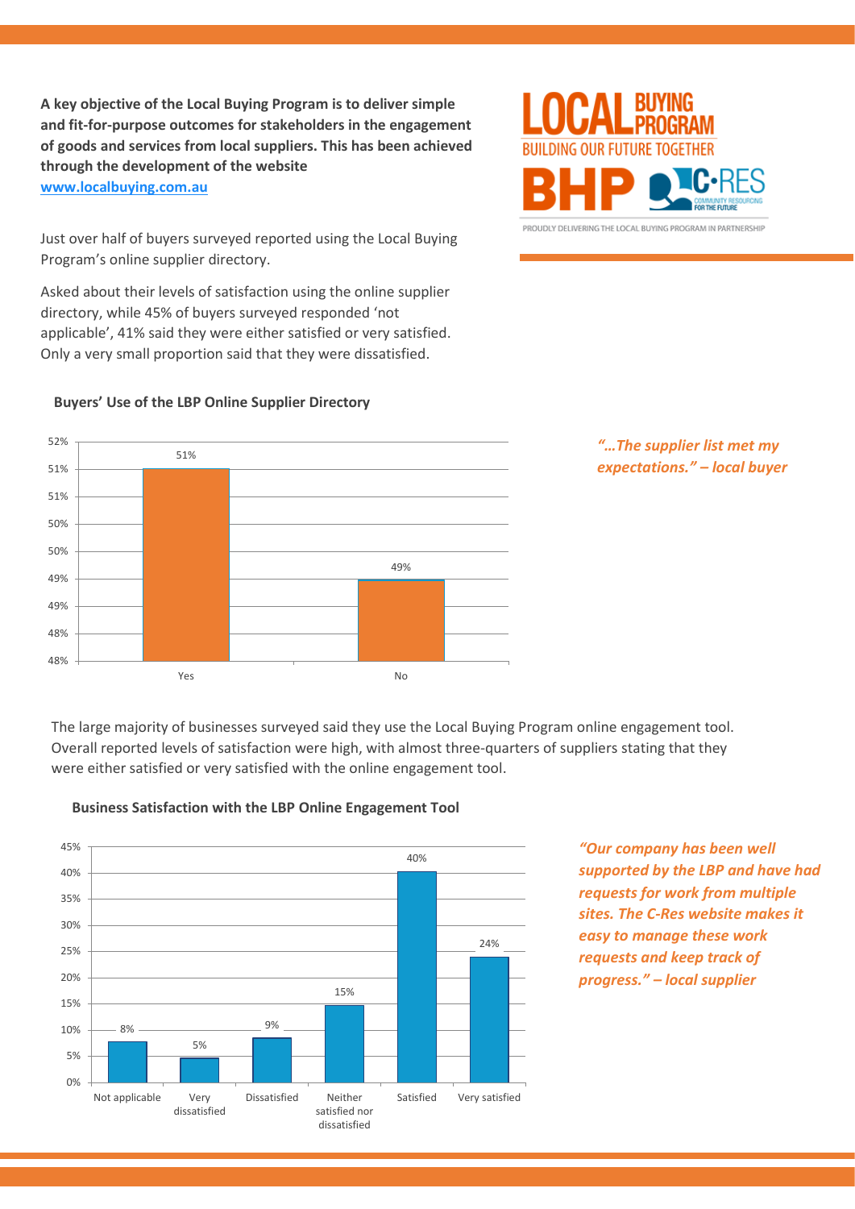**A key objective of the Local Buying Program is to deliver simple and fit-for-purpose outcomes for stakeholders in the engagement of goods and services from local suppliers. This has been achieved through the development of the website [www.localbuying.com.au](http://www.localbuying.com.au)**

LOCAL BUYING PROGRAM
BUILDING OUR FUTURE TOGETHER
BHP C·RES COMMUNITY RESOURCING FOR THE FUTURE
PROUDLY DELIVERING THE LOCAL BUYING PROGRAM IN PARTNERSHIP

Just over half of buyers surveyed reported using the Local Buying Program's online supplier directory.

Asked about their levels of satisfaction using the online supplier directory, while 45% of buyers surveyed responded 'not applicable', 41% said they were either satisfied or very satisfied. Only a very small proportion said that they were dissatisfied.

**Buyers' Use of the LBP Online Supplier Directory**

| Response | Percentage |
|---|---|
| Yes | 51% |
| No | 49% |

*"…The supplier list met my expectations." – local buyer*

The large majority of businesses surveyed said they use the Local Buying Program online engagement tool. Overall reported levels of satisfaction were high, with almost three-quarters of suppliers stating that they were either satisfied or very satisfied with the online engagement tool.

**Business Satisfaction with the LBP Online Engagement Tool**

| Response | Percentage |
|---|---|
| Not applicable | 8% |
| Very dissatisfied | 5% |
| Dissatisfied | 9% |
| Neither satisfied nor dissatisfied | 15% |
| Satisfied | 40% |
| Very satisfied | 24% |

*"Our company has been well supported by the LBP and have had requests for work from multiple sites. The C-Res website makes it easy to manage these work requests and keep track of progress." – local supplier*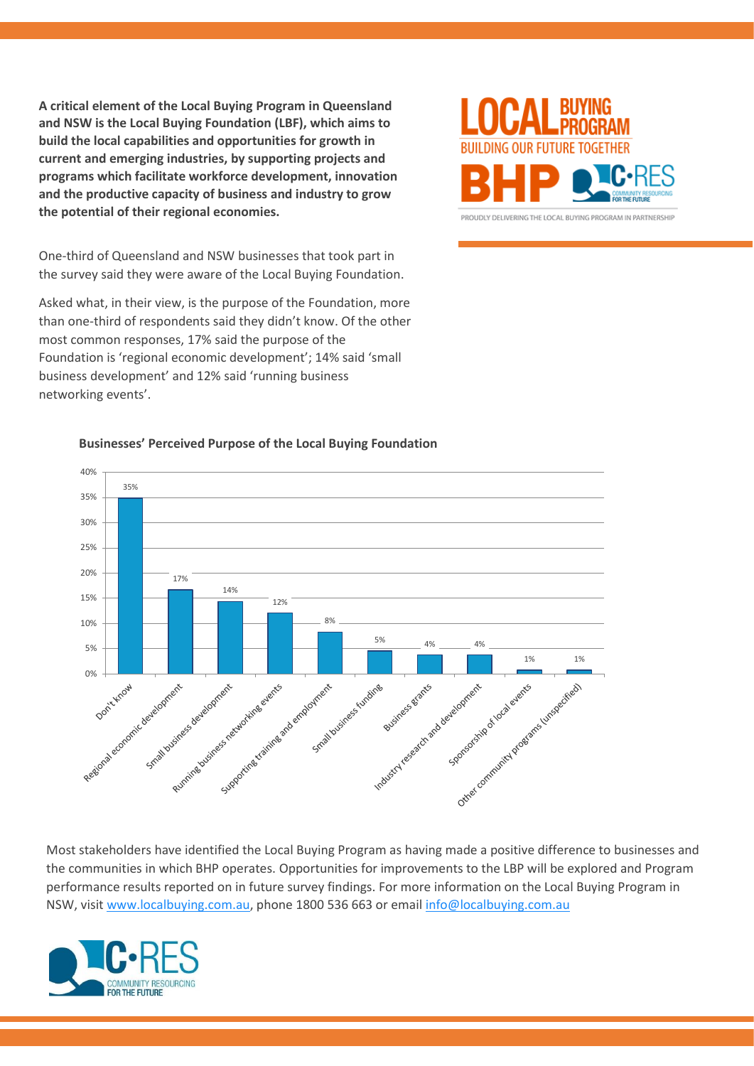**A critical element of the Local Buying Program in Queensland and NSW is the Local Buying Foundation (LBF), which aims to build the local capabilities and opportunities for growth in current and emerging industries, by supporting projects and programs which facilitate workforce development, innovation and the productive capacity of business and industry to grow the potential of their regional economies.**

LOCAL BUYING PROGRAM
BUILDING OUR FUTURE TOGETHER
BHP C·RES COMMUNITY RESOURCING FOR THE FUTURE
PROUDLY DELIVERING THE LOCAL BUYING PROGRAM IN PARTNERSHIP

One-third of Queensland and NSW businesses that took part in the survey said they were aware of the Local Buying Foundation.

Asked what, in their view, is the purpose of the Foundation, more than one-third of respondents said they didn't know. Of the other most common responses, 17% said the purpose of the Foundation is 'regional economic development'; 14% said 'small business development' and 12% said 'running business networking events'.

**Businesses' Perceived Purpose of the Local Buying Foundation**

40%
35%
30%
25%
20%
15%
10%
5%
0%

35%
17%
14%
12%
8%
5%
4%
4%
1%
1%

Don't know
Regional economic development
Small business development
Running business networking events
Supporting training and employment
Small business funding
Business grants
Industry research and development
Sponsorship of local events
Other community programs (unspecified)

Most stakeholders have identified the Local Buying Program as having made a positive difference to businesses and the communities in which BHP operates. Opportunities for improvements to the LBP will be explored and Program performance results reported on in future survey findings. For more information on the Local Buying Program in NSW, visit www.localbuying.com.au, phone 1800 536 663 or email info@localbuying.com.au

C·RES COMMUNITY RESOURCING FOR THE FUTURE